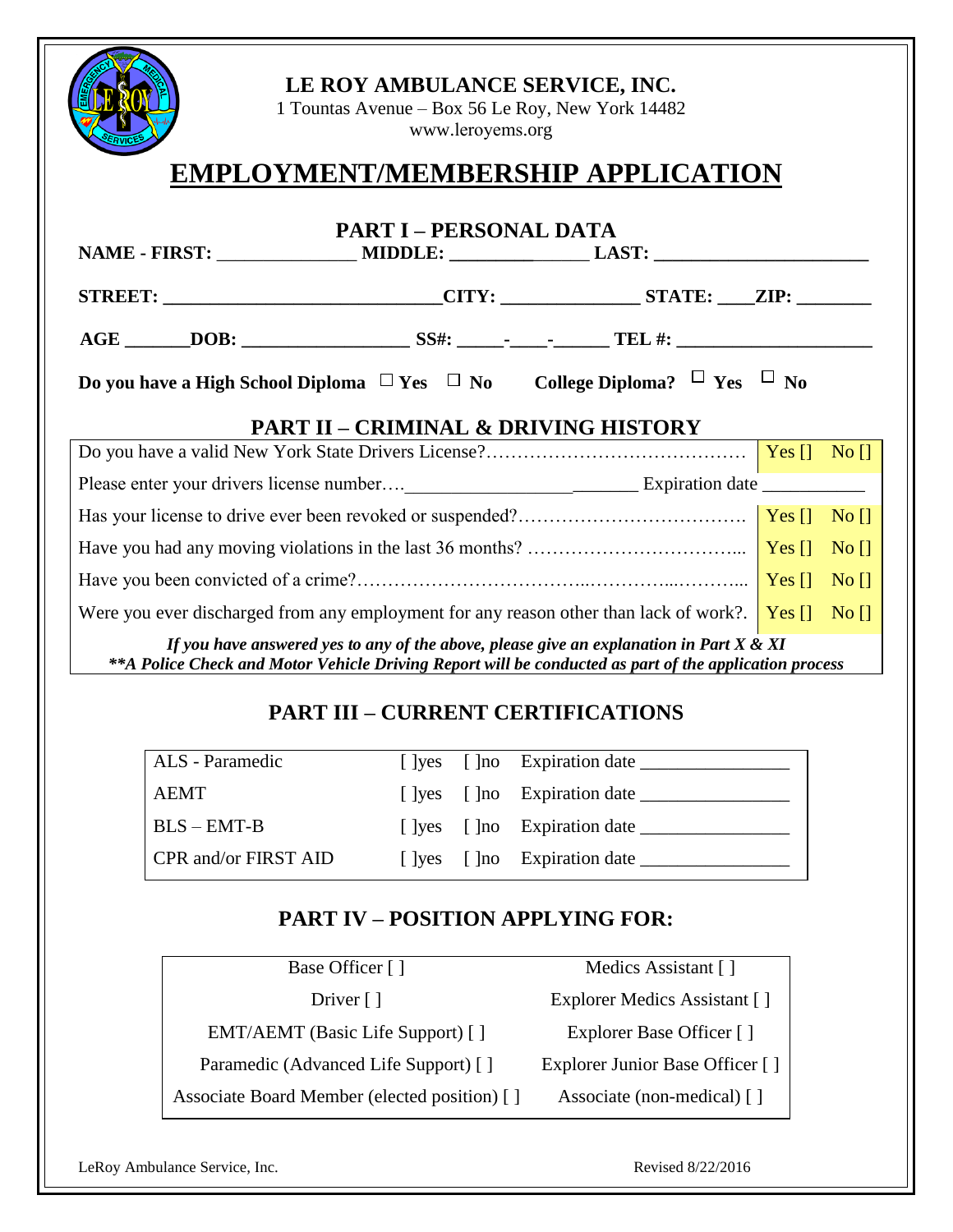**LE ROY AMBULANCE SERVICE, INC.**
1 Tountas Avenue – Box 56 Le Roy, New York 14482
www.leroyems.org

# EMPLOYMENT/MEMBERSHIP APPLICATION

## PART I – PERSONAL DATA

**NAME - FIRST:** _______________ **MIDDLE:** _______________ **LAST:** ______________________

**STREET:** ____________________________**CITY:** ______________ **STATE:** ____**ZIP:** ________

**AGE** _______**DOB:** __________________ **SS#:** _____-____-______ **TEL #:** _____________________

**Do you have a High School Diploma** ☐ **Yes** ☐ **No** **College Diploma?** ☐ **Yes** ☐ **No**

## PART II – CRIMINAL & DRIVING HISTORY

| | | |
|---|---|---|
| Do you have a valid New York State Drivers License?…………………………………… | Yes [] | No [] |
| Please enter your drivers license number….________________________ Expiration date ___________ | | |
| Has your license to drive ever been revoked or suspended?……………………………… | Yes [] | No [] |
| Have you had any moving violations in the last 36 months? …………………………... | Yes [] | No [] |
| Have you been convicted of a crime?……………………………..…………...……….... | Yes [] | No [] |
| Were you ever discharged from any employment for any reason other than lack of work?. | Yes [] | No [] |

***If you have answered yes to any of the above, please give an explanation in Part X & XI***
*****A Police Check and Motor Vehicle Driving Report will be conducted as part of the application process***

## PART III – CURRENT CERTIFICATIONS

| | | | |
|---|---|---|---|
| ALS - Paramedic | [ ]yes | [ ]no | Expiration date _______________ |
| AEMT | [ ]yes | [ ]no | Expiration date _______________ |
| BLS – EMT-B | [ ]yes | [ ]no | Expiration date _______________ |
| CPR and/or FIRST AID | [ ]yes | [ ]no | Expiration date _______________ |

## PART IV – POSITION APPLYING FOR:

| | |
|---|---|
| Base Officer [ ] | Medics Assistant [ ] |
| Driver [ ] | Explorer Medics Assistant [ ] |
| EMT/AEMT (Basic Life Support) [ ] | Explorer Base Officer [ ] |
| Paramedic (Advanced Life Support) [ ] | Explorer Junior Base Officer [ ] |
| Associate Board Member (elected position) [ ] | Associate (non-medical) [ ] |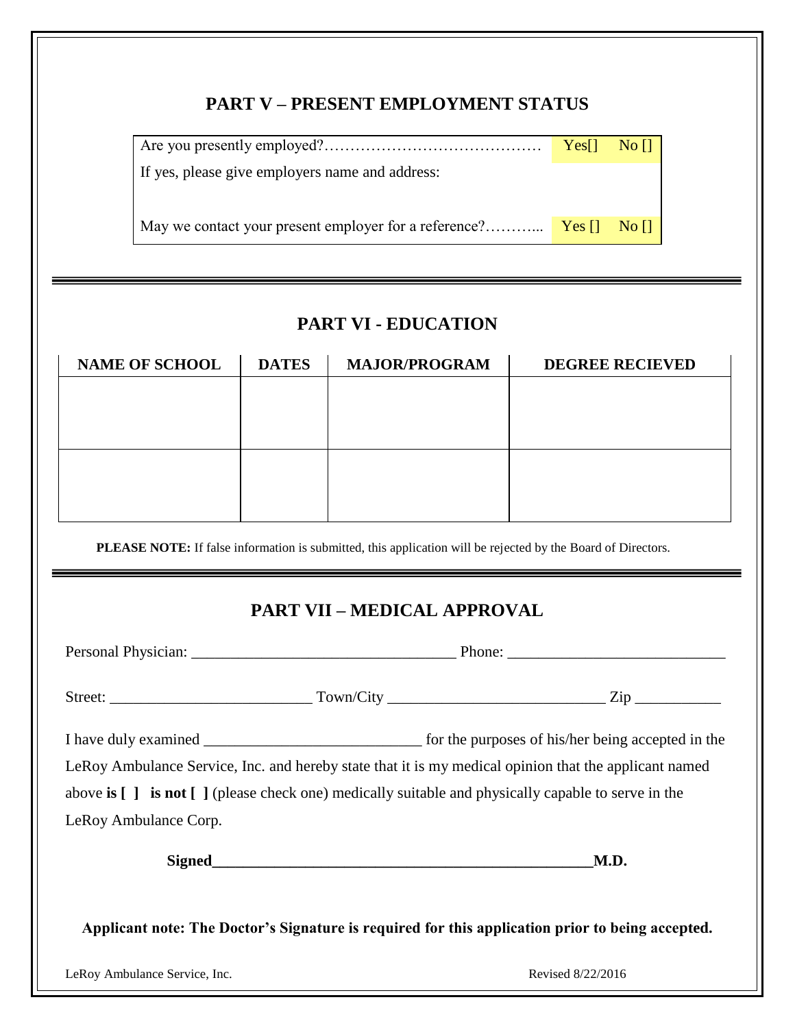## PART V – PRESENT EMPLOYMENT STATUS

| | |
|---|---|
| Are you presently employed?…………………………………… | Yes[] No [] |
| If yes, please give employers name and address: | |
| May we contact your present employer for a reference?……….. | Yes [] No [] |

## PART VI - EDUCATION

| NAME OF SCHOOL | DATES | MAJOR/PROGRAM | DEGREE RECIEVED |
|---|---|---|---|
| | | | |
| | | | |

**PLEASE NOTE:** If false information is submitted, this application will be rejected by the Board of Directors.

## PART VII – MEDICAL APPROVAL

Personal Physician: _________________________________ Phone: ___________________________

Street: _________________________ Town/City ___________________________ Zip ___________

I have duly examined ___________________________ for the purposes of his/her being accepted in the LeRoy Ambulance Service, Inc. and hereby state that it is my medical opinion that the applicant named above **is [ ] is not [ ]** (please check one) medically suitable and physically capable to serve in the LeRoy Ambulance Corp.

**Signed_________________________________________________M.D.**

**Applicant note: The Doctor's Signature is required for this application prior to being accepted.**

LeRoy Ambulance Service, Inc. Revised 8/22/2016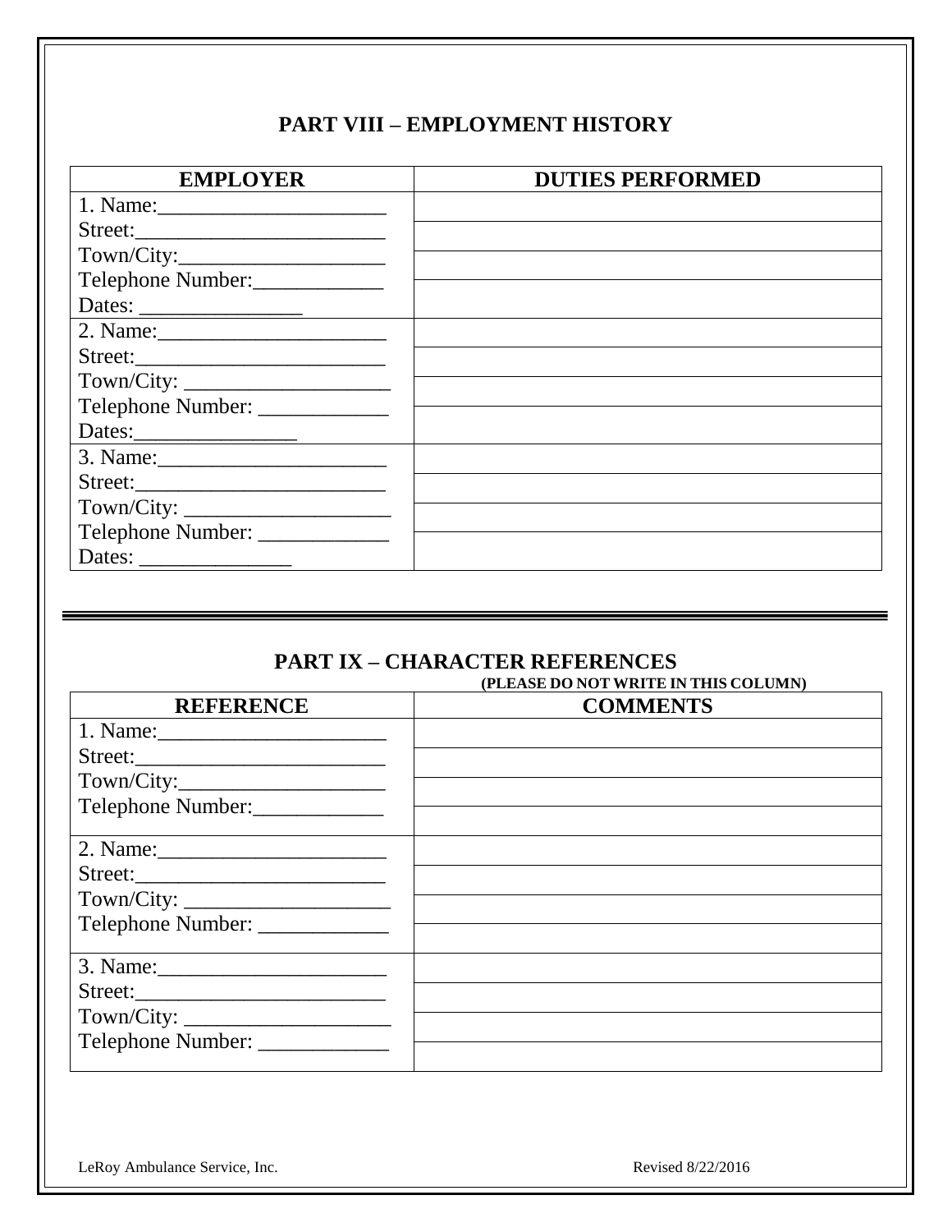## PART VIII – EMPLOYMENT HISTORY

| EMPLOYER | DUTIES PERFORMED |
|---|---|
| 1. Name:_____________________<br>Street:_______________________<br>Town/City:___________________<br>Telephone Number:____________<br>Dates: _______________ | |
| 2. Name:_____________________<br>Street:_______________________<br>Town/City: ___________________<br>Telephone Number: ____________<br>Dates:_______________ | |
| 3. Name:_____________________<br>Street:_______________________<br>Town/City: ___________________<br>Telephone Number: ____________<br>Dates: ______________ | |

---

## PART IX – CHARACTER REFERENCES

**(PLEASE DO NOT WRITE IN THIS COLUMN)**

| REFERENCE | COMMENTS |
|---|---|
| 1. Name:_____________________<br>Street:_______________________<br>Town/City:___________________<br>Telephone Number:____________ | |
| 2. Name:_____________________<br>Street:_______________________<br>Town/City: ___________________<br>Telephone Number: ____________ | |
| 3. Name:_____________________<br>Street:_______________________<br>Town/City: ___________________<br>Telephone Number: ____________ | |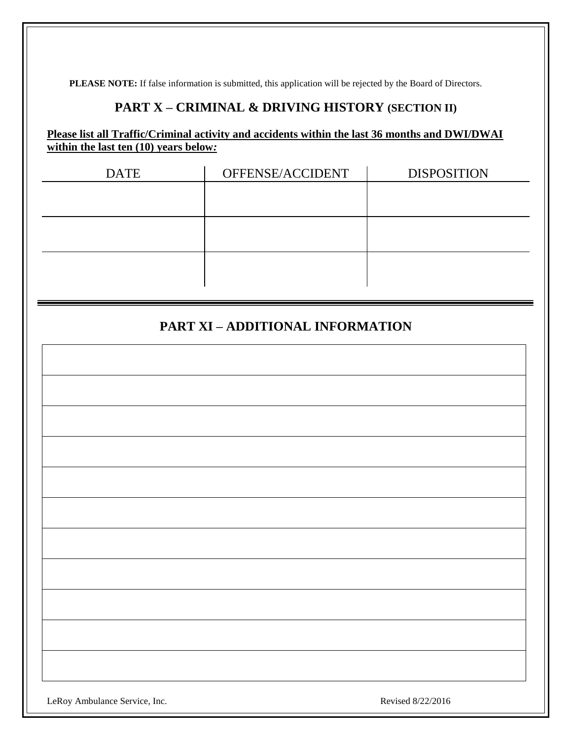**PLEASE NOTE:** If false information is submitted, this application will be rejected by the Board of Directors.

## PART X – CRIMINAL & DRIVING HISTORY (SECTION II)

**Please list all Traffic/Criminal activity and accidents within the last 36 months and DWI/DWAI within the last ten (10) years below:**

| DATE | OFFENSE/ACCIDENT | DISPOSITION |
|---|---|---|
| | | |
| | | |
| | | |

## PART XI – ADDITIONAL INFORMATION

| |
|---|
| |
| |
| |
| |
| |
| |
| |
| |
| |
| |
| |

LeRoy Ambulance Service, Inc. Revised 8/22/2016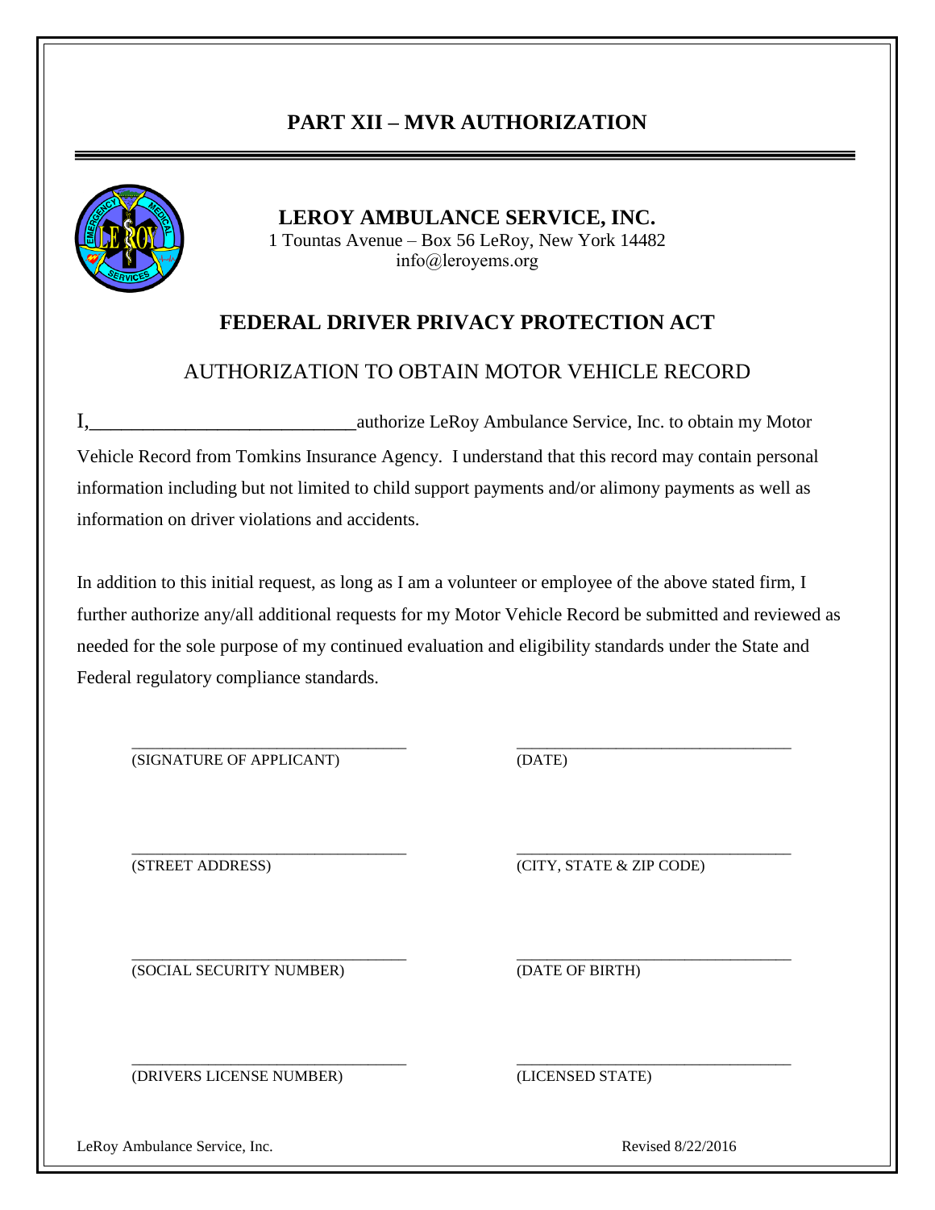# PART XII – MVR AUTHORIZATION

**LEROY AMBULANCE SERVICE, INC.**
1 Tountas Avenue – Box 56 LeRoy, New York 14482
info@leroyems.org

## FEDERAL DRIVER PRIVACY PROTECTION ACT

### AUTHORIZATION TO OBTAIN MOTOR VEHICLE RECORD

I,____________________________authorize LeRoy Ambulance Service, Inc. to obtain my Motor Vehicle Record from Tomkins Insurance Agency. I understand that this record may contain personal information including but not limited to child support payments and/or alimony payments as well as information on driver violations and accidents.

In addition to this initial request, as long as I am a volunteer or employee of the above stated firm, I further authorize any/all additional requests for my Motor Vehicle Record be submitted and reviewed as needed for the sole purpose of my continued evaluation and eligibility standards under the State and Federal regulatory compliance standards.

| | |
|---|---|
| ______________________________ | ______________________________ |
| (SIGNATURE OF APPLICANT) | (DATE) |
| ______________________________ | ______________________________ |
| (STREET ADDRESS) | (CITY, STATE & ZIP CODE) |
| ______________________________ | ______________________________ |
| (SOCIAL SECURITY NUMBER) | (DATE OF BIRTH) |
| ______________________________ | ______________________________ |
| (DRIVERS LICENSE NUMBER) | (LICENSED STATE) |

LeRoy Ambulance Service, Inc. Revised 8/22/2016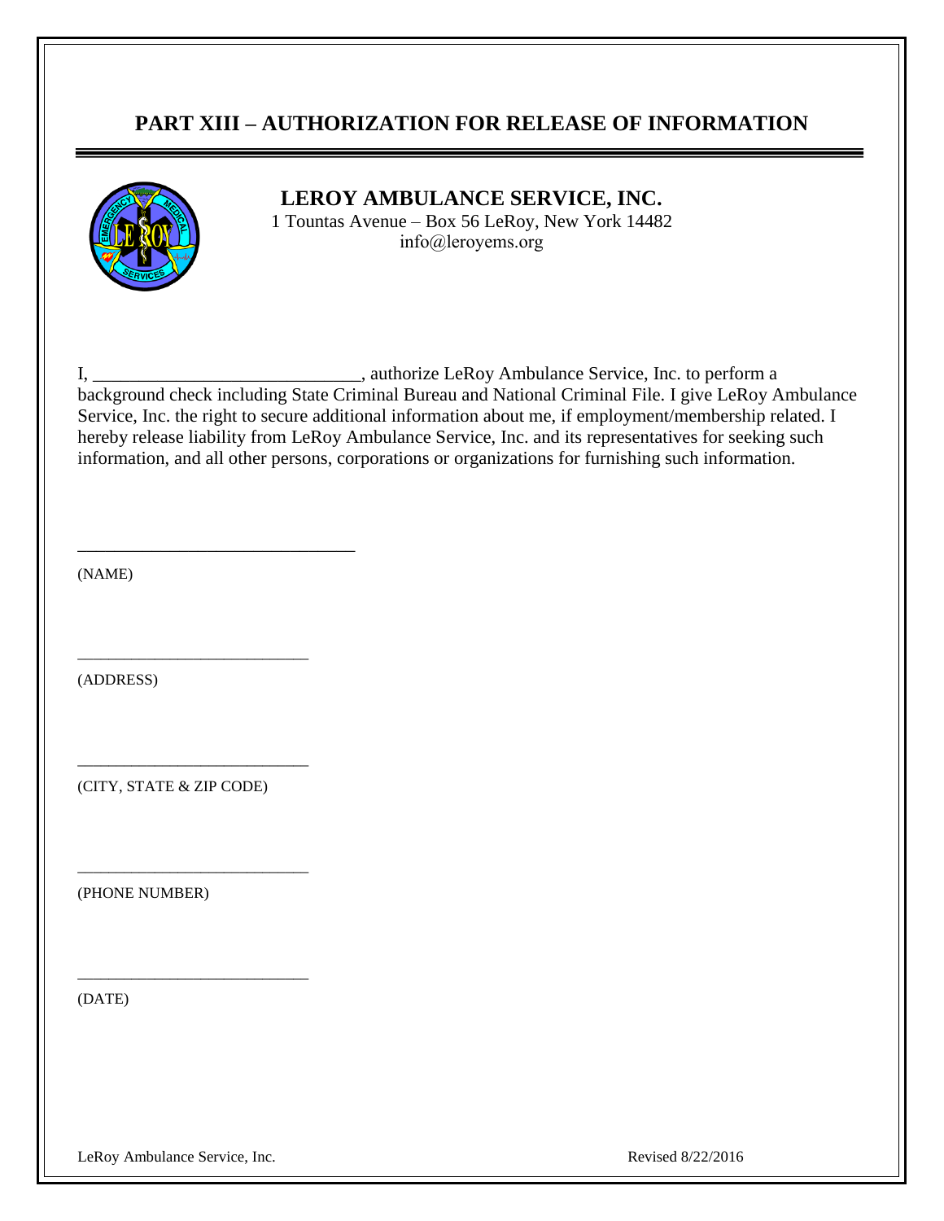# PART XIII – AUTHORIZATION FOR RELEASE OF INFORMATION

**LEROY AMBULANCE SERVICE, INC.**
1 Tountas Avenue – Box 56 LeRoy, New York 14482
info@leroyems.org

I, ______________________________, authorize LeRoy Ambulance Service, Inc. to perform a background check including State Criminal Bureau and National Criminal File. I give LeRoy Ambulance Service, Inc. the right to secure additional information about me, if employment/membership related. I hereby release liability from LeRoy Ambulance Service, Inc. and its representatives for seeking such information, and all other persons, corporations or organizations for furnishing such information.

________________________________
(NAME)

______________________________
(ADDRESS)

______________________________
(CITY, STATE & ZIP CODE)

______________________________
(PHONE NUMBER)

______________________________
(DATE)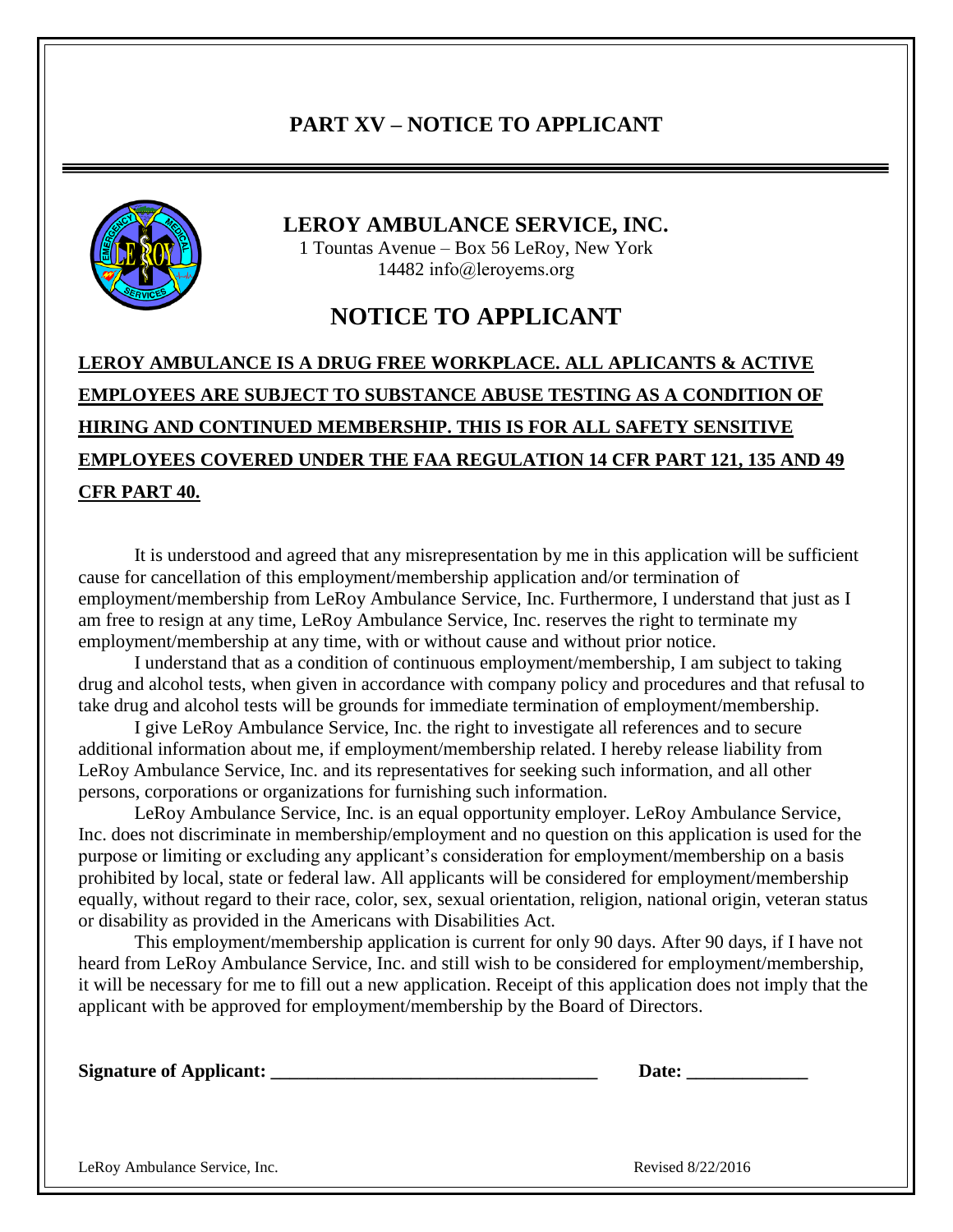## PART XV – NOTICE TO APPLICANT

**LEROY AMBULANCE SERVICE, INC.**
1 Tountas Avenue – Box 56 LeRoy, New York 14482 info@leroyems.org

# NOTICE TO APPLICANT

**LEROY AMBULANCE IS A DRUG FREE WORKPLACE. ALL APLICANTS & ACTIVE EMPLOYEES ARE SUBJECT TO SUBSTANCE ABUSE TESTING AS A CONDITION OF HIRING AND CONTINUED MEMBERSHIP. THIS IS FOR ALL SAFETY SENSITIVE EMPLOYEES COVERED UNDER THE FAA REGULATION 14 CFR PART 121, 135 AND 49 CFR PART 40.**

It is understood and agreed that any misrepresentation by me in this application will be sufficient cause for cancellation of this employment/membership application and/or termination of employment/membership from LeRoy Ambulance Service, Inc. Furthermore, I understand that just as I am free to resign at any time, LeRoy Ambulance Service, Inc. reserves the right to terminate my employment/membership at any time, with or without cause and without prior notice.

I understand that as a condition of continuous employment/membership, I am subject to taking drug and alcohol tests, when given in accordance with company policy and procedures and that refusal to take drug and alcohol tests will be grounds for immediate termination of employment/membership.

I give LeRoy Ambulance Service, Inc. the right to investigate all references and to secure additional information about me, if employment/membership related. I hereby release liability from LeRoy Ambulance Service, Inc. and its representatives for seeking such information, and all other persons, corporations or organizations for furnishing such information.

LeRoy Ambulance Service, Inc. is an equal opportunity employer. LeRoy Ambulance Service, Inc. does not discriminate in membership/employment and no question on this application is used for the purpose or limiting or excluding any applicant's consideration for employment/membership on a basis prohibited by local, state or federal law. All applicants will be considered for employment/membership equally, without regard to their race, color, sex, sexual orientation, religion, national origin, veteran status or disability as provided in the Americans with Disabilities Act.

This employment/membership application is current for only 90 days. After 90 days, if I have not heard from LeRoy Ambulance Service, Inc. and still wish to be considered for employment/membership, it will be necessary for me to fill out a new application. Receipt of this application does not imply that the applicant with be approved for employment/membership by the Board of Directors.

**Signature of Applicant: ___________________________________ Date: _____________**

LeRoy Ambulance Service, Inc. Revised 8/22/2016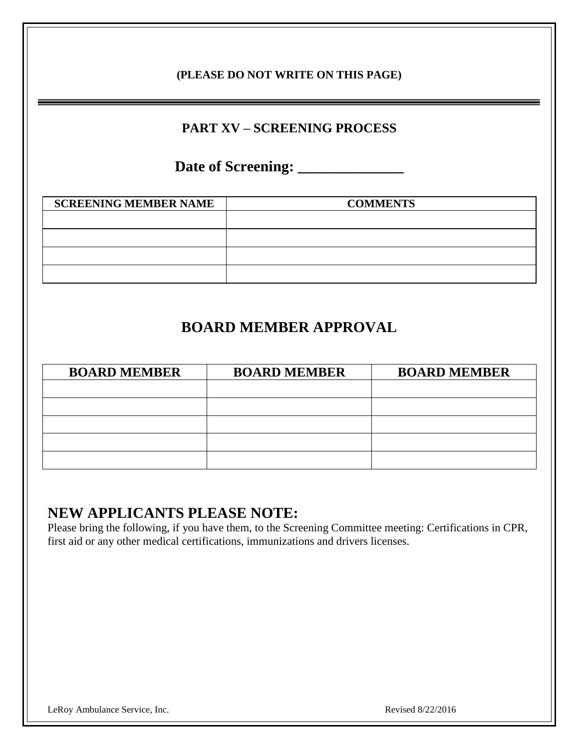**(PLEASE DO NOT WRITE ON THIS PAGE)**

---

## PART XV – SCREENING PROCESS

## Date of Screening: ______________

| SCREENING MEMBER NAME | COMMENTS |
|---|---|
| | |
| | |
| | |
| | |

## BOARD MEMBER APPROVAL

| BOARD MEMBER | BOARD MEMBER | BOARD MEMBER |
|---|---|---|
| | | |
| | | |
| | | |
| | | |
| | | |

## NEW APPLICANTS PLEASE NOTE:

Please bring the following, if you have them, to the Screening Committee meeting: Certifications in CPR, first aid or any other medical certifications, immunizations and drivers licenses.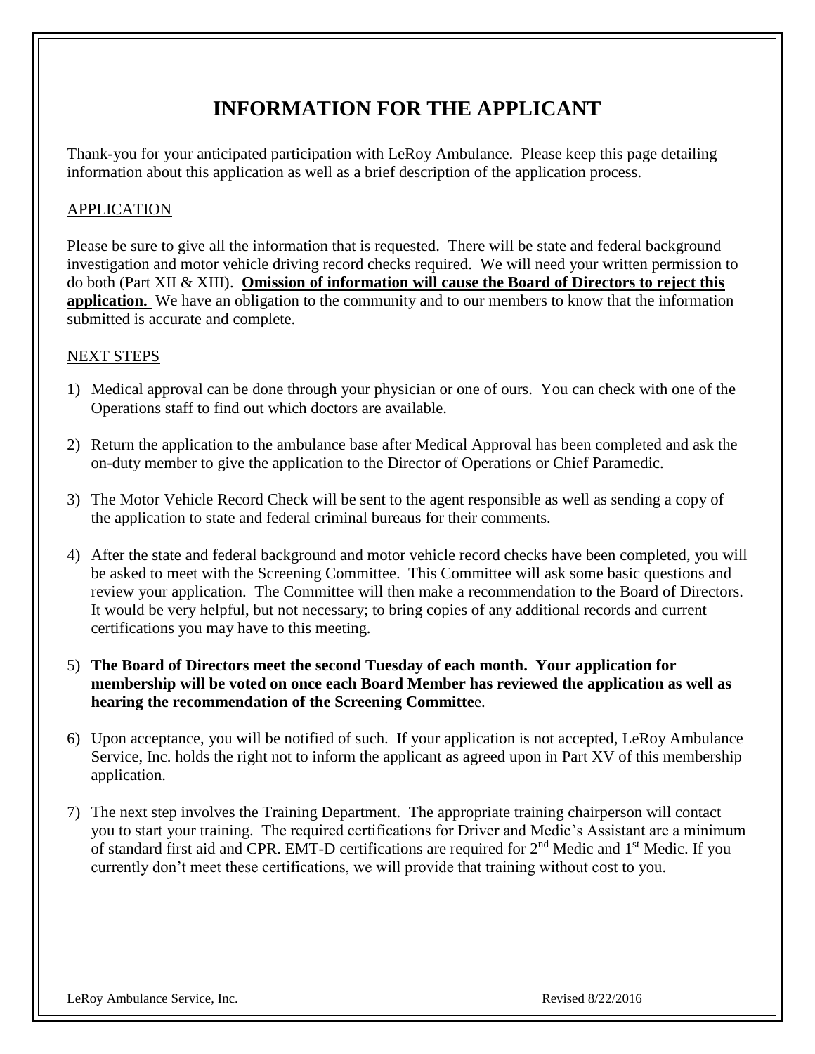# INFORMATION FOR THE APPLICANT

Thank-you for your anticipated participation with LeRoy Ambulance. Please keep this page detailing information about this application as well as a brief description of the application process.

## APPLICATION

Please be sure to give all the information that is requested. There will be state and federal background investigation and motor vehicle driving record checks required. We will need your written permission to do both (Part XII & XIII). **Omission of information will cause the Board of Directors to reject this application.** We have an obligation to the community and to our members to know that the information submitted is accurate and complete.

## NEXT STEPS

1) Medical approval can be done through your physician or one of ours. You can check with one of the Operations staff to find out which doctors are available.

2) Return the application to the ambulance base after Medical Approval has been completed and ask the on-duty member to give the application to the Director of Operations or Chief Paramedic.

3) The Motor Vehicle Record Check will be sent to the agent responsible as well as sending a copy of the application to state and federal criminal bureaus for their comments.

4) After the state and federal background and motor vehicle record checks have been completed, you will be asked to meet with the Screening Committee. This Committee will ask some basic questions and review your application. The Committee will then make a recommendation to the Board of Directors. It would be very helpful, but not necessary; to bring copies of any additional records and current certifications you may have to this meeting.

5) **The Board of Directors meet the second Tuesday of each month. Your application for membership will be voted on once each Board Member has reviewed the application as well as hearing the recommendation of the Screening Committe**e.

6) Upon acceptance, you will be notified of such. If your application is not accepted, LeRoy Ambulance Service, Inc. holds the right not to inform the applicant as agreed upon in Part XV of this membership application.

7) The next step involves the Training Department. The appropriate training chairperson will contact you to start your training. The required certifications for Driver and Medic's Assistant are a minimum of standard first aid and CPR. EMT-D certifications are required for 2nd Medic and 1st Medic. If you currently don't meet these certifications, we will provide that training without cost to you.

LeRoy Ambulance Service, Inc. Revised 8/22/2016